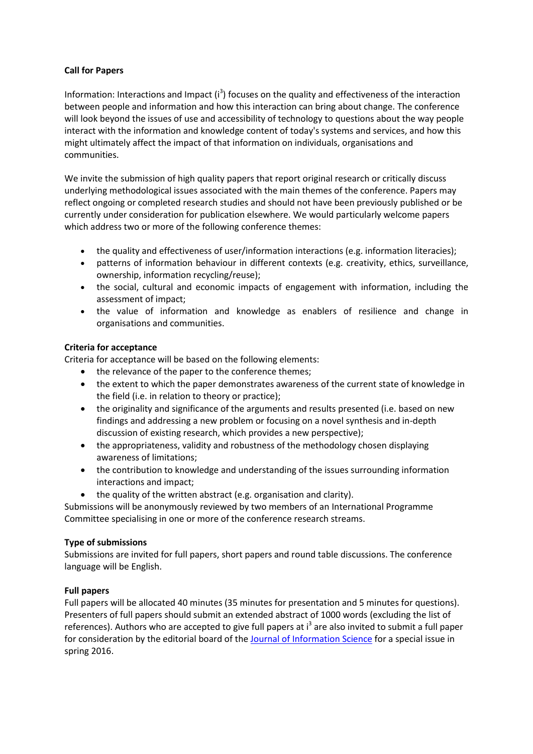**Call for Papers**

Information: Interactions and Impact ($i^3$) focuses on the quality and effectiveness of the interaction between people and information and how this interaction can bring about change. The conference will look beyond the issues of use and accessibility of technology to questions about the way people interact with the information and knowledge content of today's systems and services, and how this might ultimately affect the impact of that information on individuals, organisations and communities.

We invite the submission of high quality papers that report original research or critically discuss underlying methodological issues associated with the main themes of the conference. Papers may reflect ongoing or completed research studies and should not have been previously published or be currently under consideration for publication elsewhere. We would particularly welcome papers which address two or more of the following conference themes:

- the quality and effectiveness of user/information interactions (e.g. information literacies);
- patterns of information behaviour in different contexts (e.g. creativity, ethics, surveillance, ownership, information recycling/reuse);
- the social, cultural and economic impacts of engagement with information, including the assessment of impact;
- the value of information and knowledge as enablers of resilience and change in organisations and communities.

**Criteria for acceptance**

Criteria for acceptance will be based on the following elements:

- the relevance of the paper to the conference themes;
- the extent to which the paper demonstrates awareness of the current state of knowledge in the field (i.e. in relation to theory or practice);
- the originality and significance of the arguments and results presented (i.e. based on new findings and addressing a new problem or focusing on a novel synthesis and in-depth discussion of existing research, which provides a new perspective);
- the appropriateness, validity and robustness of the methodology chosen displaying awareness of limitations;
- the contribution to knowledge and understanding of the issues surrounding information interactions and impact;
- the quality of the written abstract (e.g. organisation and clarity).

Submissions will be anonymously reviewed by two members of an International Programme Committee specialising in one or more of the conference research streams.

**Type of submissions**

Submissions are invited for full papers, short papers and round table discussions. The conference language will be English.

**Full papers**

Full papers will be allocated 40 minutes (35 minutes for presentation and 5 minutes for questions). Presenters of full papers should submit an extended abstract of 1000 words (excluding the list of references). Authors who are accepted to give full papers at $i^3$ are also invited to submit a full paper for consideration by the editorial board of the Journal of Information Science for a special issue in spring 2016.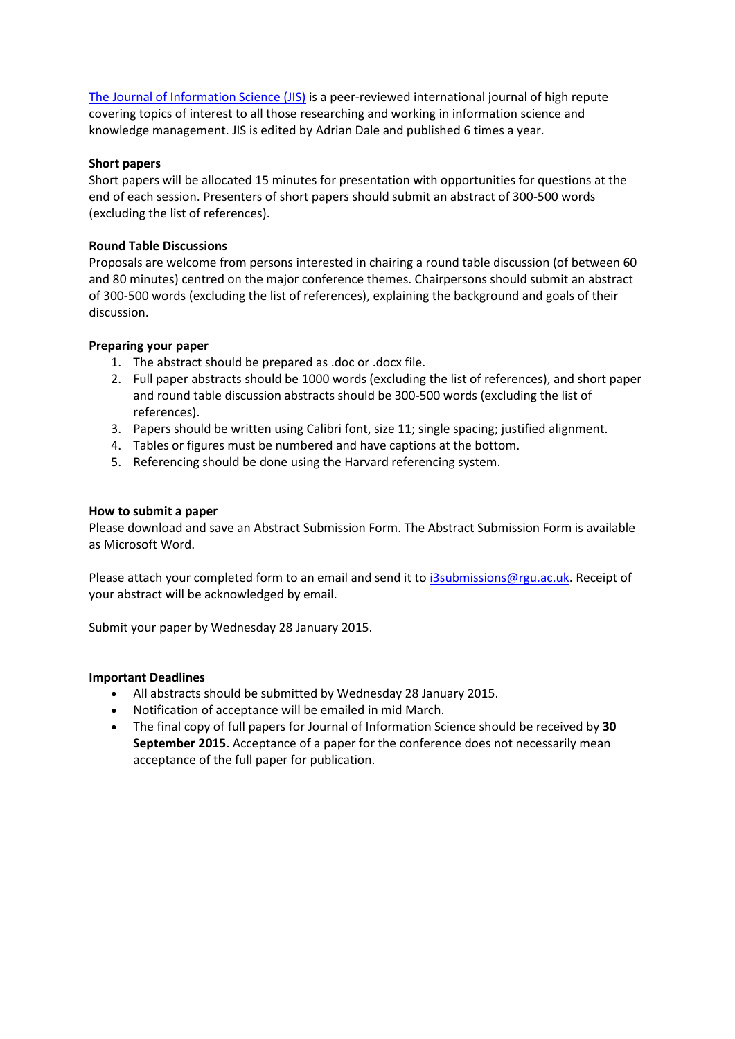[The Journal of Information Science (JIS)](#) is a peer-reviewed international journal of high repute covering topics of interest to all those researching and working in information science and knowledge management. JIS is edited by Adrian Dale and published 6 times a year.

**Short papers**

Short papers will be allocated 15 minutes for presentation with opportunities for questions at the end of each session. Presenters of short papers should submit an abstract of 300-500 words (excluding the list of references).

**Round Table Discussions**

Proposals are welcome from persons interested in chairing a round table discussion (of between 60 and 80 minutes) centred on the major conference themes. Chairpersons should submit an abstract of 300-500 words (excluding the list of references), explaining the background and goals of their discussion.

**Preparing your paper**

1. The abstract should be prepared as .doc or .docx file.
2. Full paper abstracts should be 1000 words (excluding the list of references), and short paper and round table discussion abstracts should be 300-500 words (excluding the list of references).
3. Papers should be written using Calibri font, size 11; single spacing; justified alignment.
4. Tables or figures must be numbered and have captions at the bottom.
5. Referencing should be done using the Harvard referencing system.

**How to submit a paper**

Please download and save an Abstract Submission Form. The Abstract Submission Form is available as Microsoft Word.

Please attach your completed form to an email and send it to i3submissions@rgu.ac.uk. Receipt of your abstract will be acknowledged by email.

Submit your paper by Wednesday 28 January 2015.

**Important Deadlines**

- All abstracts should be submitted by Wednesday 28 January 2015.
- Notification of acceptance will be emailed in mid March.
- The final copy of full papers for Journal of Information Science should be received by **30 September 2015**. Acceptance of a paper for the conference does not necessarily mean acceptance of the full paper for publication.